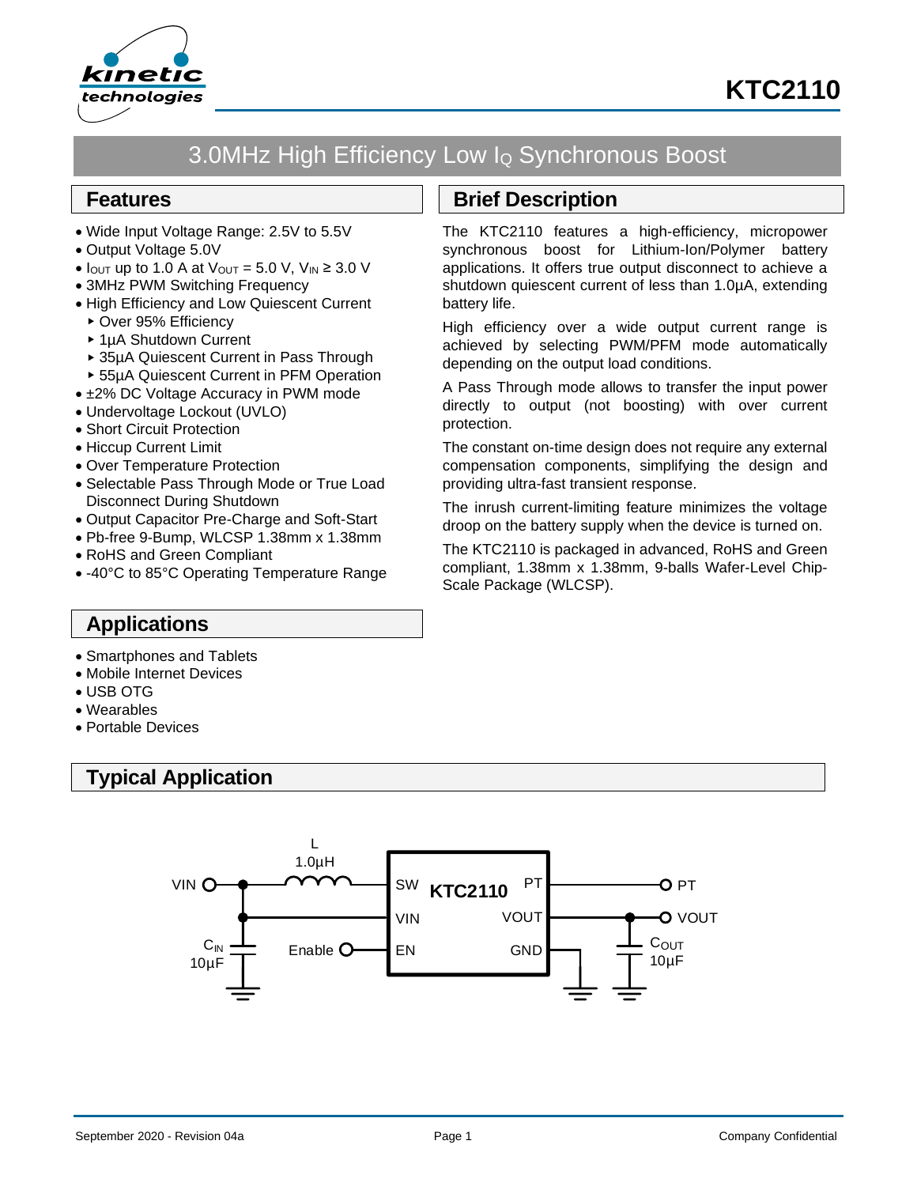# KTC2110

## 3.0MHz High Efficiency Low $I_Q$ Synchronous Boost

## Features

- Wide Input Voltage Range: 2.5V to 5.5V
- Output Voltage 5.0V
- $I_{OUT}$ up to 1.0 A at $V_{OUT}$ = 5.0 V, $V_{IN}$ ≥ 3.0 V
- 3MHz PWM Switching Frequency
- High Efficiency and Low Quiescent Current
  - Over 95% Efficiency
  - 1µA Shutdown Current
  - 35µA Quiescent Current in Pass Through
  - 55µA Quiescent Current in PFM Operation
- ±2% DC Voltage Accuracy in PWM mode
- Undervoltage Lockout (UVLO)
- Short Circuit Protection
- Hiccup Current Limit
- Over Temperature Protection
- Selectable Pass Through Mode or True Load Disconnect During Shutdown
- Output Capacitor Pre-Charge and Soft-Start
- Pb-free 9-Bump, WLCSP 1.38mm x 1.38mm
- RoHS and Green Compliant
- -40°C to 85°C Operating Temperature Range

## Brief Description

The KTC2110 features a high-efficiency, micropower synchronous boost for Lithium-Ion/Polymer battery applications. It offers true output disconnect to achieve a shutdown quiescent current of less than 1.0µA, extending battery life.

High efficiency over a wide output current range is achieved by selecting PWM/PFM mode automatically depending on the output load conditions.

A Pass Through mode allows to transfer the input power directly to output (not boosting) with over current protection.

The constant on-time design does not require any external compensation components, simplifying the design and providing ultra-fast transient response.

The inrush current-limiting feature minimizes the voltage droop on the battery supply when the device is turned on.

The KTC2110 is packaged in advanced, RoHS and Green compliant, 1.38mm x 1.38mm, 9-balls Wafer-Level Chip-Scale Package (WLCSP).

## Applications

- Smartphones and Tablets
- Mobile Internet Devices
- USB OTG
- Wearables
- Portable Devices

## Typical Application

L
1.0µH
VIN
SW
KTC2110
PT
PT
VIN
VOUT
VOUT
$C_{IN}$
10µF
Enable
EN
GND
$C_{OUT}$
10µF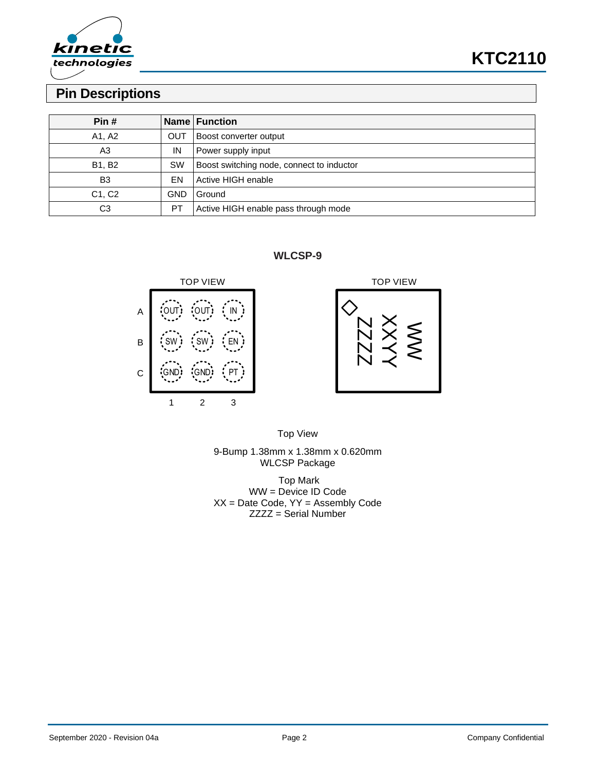## Pin Descriptions

| Pin # | Name | Function |
|---|---|---|
| A1, A2 | OUT | Boost converter output |
| A3 | IN | Power supply input |
| B1, B2 | SW | Boost switching node, connect to inductor |
| B3 | EN | Active HIGH enable |
| C1, C2 | GND | Ground |
| C3 | PT | Active HIGH enable pass through mode |

**WLCSP-9**

TOP VIEW

| | 1 | 2 | 3 |
|---|---|---|---|
| A | OUT | OUT | IN |
| B | SW | SW | EN |
| C | GND | GND | PT |

TOP VIEW

ZZZZ
XXYY
WW

Top View

9-Bump 1.38mm x 1.38mm x 0.620mm
WLCSP Package

Top Mark
WW = Device ID Code
XX = Date Code, YY = Assembly Code
ZZZZ = Serial Number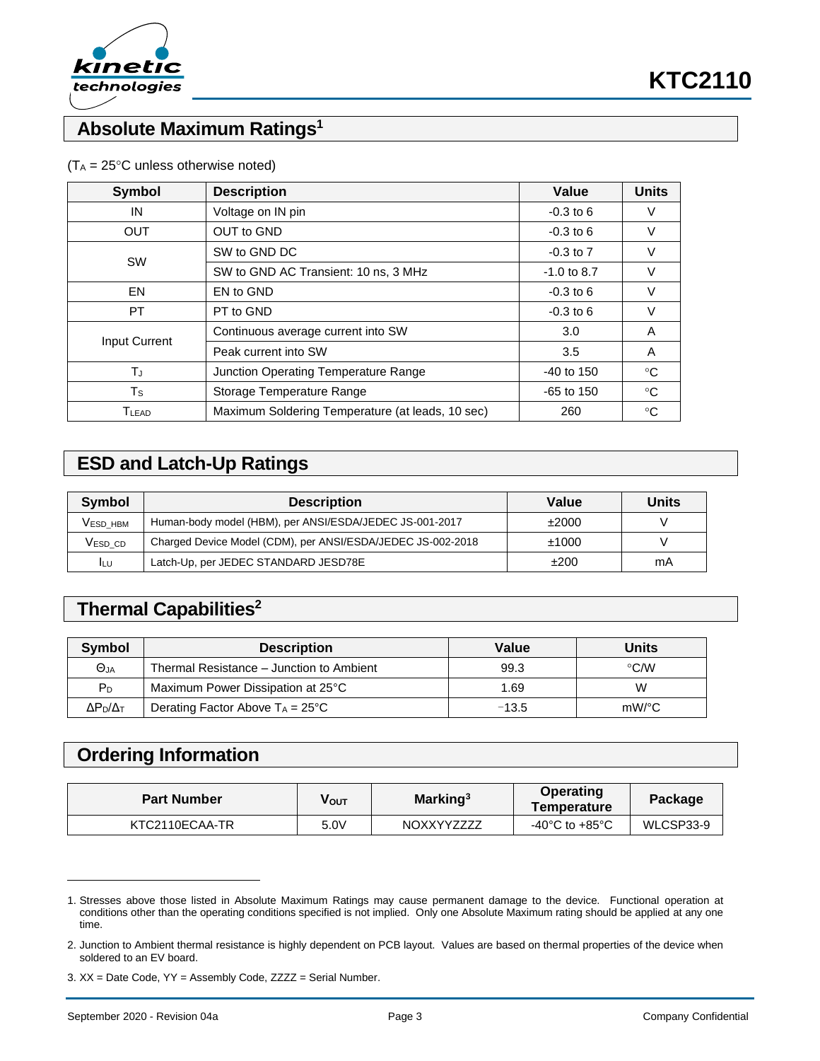## Absolute Maximum Ratings[1]

($T_A$ = 25°C unless otherwise noted)

| Symbol | Description | Value | Units |
|---|---|---|---|
| IN | Voltage on IN pin | -0.3 to 6 | V |
| OUT | OUT to GND | -0.3 to 6 | V |
| SW | SW to GND DC | -0.3 to 7 | V |
| | SW to GND AC Transient: 10 ns, 3 MHz | -1.0 to 8.7 | V |
| EN | EN to GND | -0.3 to 6 | V |
| PT | PT to GND | -0.3 to 6 | V |
| Input Current | Continuous average current into SW | 3.0 | A |
| | Peak current into SW | 3.5 | A |
| $T_J$ | Junction Operating Temperature Range | -40 to 150 | °C |
| $T_S$ | Storage Temperature Range | -65 to 150 | °C |
| $T_{LEAD}$ | Maximum Soldering Temperature (at leads, 10 sec) | 260 | °C |

## ESD and Latch-Up Ratings

| Symbol | Description | Value | Units |
|---|---|---|---|
| $V_{ESD\_HBM}$ | Human-body model (HBM), per ANSI/ESDA/JEDEC JS-001-2017 | ±2000 | V |
| $V_{ESD\_CD}$ | Charged Device Model (CDM), per ANSI/ESDA/JEDEC JS-002-2018 | ±1000 | V |
| $I_{LU}$ | Latch-Up, per JEDEC STANDARD JESD78E | ±200 | mA |

## Thermal Capabilities[2]

| Symbol | Description | Value | Units |
|---|---|---|---|
| $\Theta_{JA}$ | Thermal Resistance – Junction to Ambient | 99.3 | °C/W |
| $P_D$ | Maximum Power Dissipation at 25°C | 1.69 | W |
| $\Delta P_D/\Delta_T$ | Derating Factor Above $T_A$ = 25°C | −13.5 | mW/°C |

## Ordering Information

| Part Number | $V_{OUT}$ | Marking[3] | Operating Temperature | Package |
|---|---|---|---|---|
| KTC2110ECAA-TR | 5.0V | NOXXYYZZZZ | -40°C to +85°C | WLCSP33-9 |

1. Stresses above those listed in Absolute Maximum Ratings may cause permanent damage to the device. Functional operation at conditions other than the operating conditions specified is not implied. Only one Absolute Maximum rating should be applied at any one time.
2. Junction to Ambient thermal resistance is highly dependent on PCB layout. Values are based on thermal properties of the device when soldered to an EV board.
3. XX = Date Code, YY = Assembly Code, ZZZZ = Serial Number.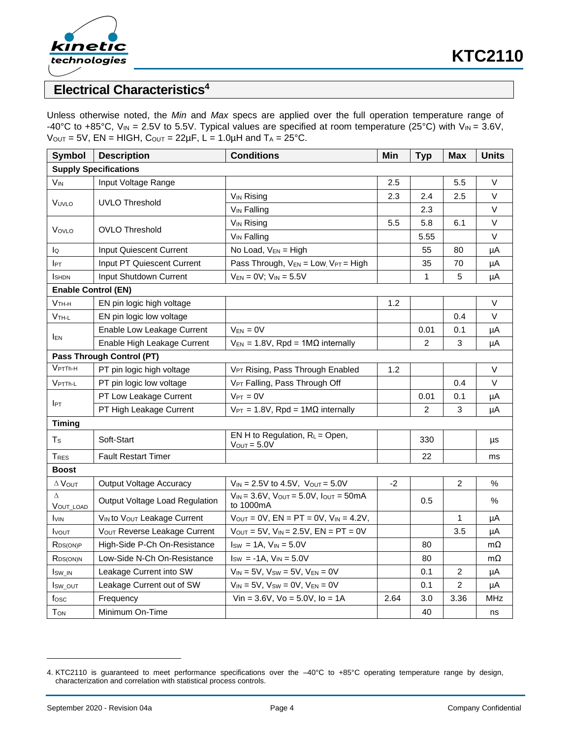## Electrical Characteristics[4]

Unless otherwise noted, the *Min* and *Max* specs are applied over the full operation temperature range of -40°C to +85°C, $V_{IN}$ = 2.5V to 5.5V. Typical values are specified at room temperature (25°C) with $V_{IN}$ = 3.6V, $V_{OUT}$ = 5V, EN = HIGH, $C_{OUT}$ = 22µF, L = 1.0µH and $T_A$ = 25°C.

| Symbol | Description | Conditions | Min | Typ | Max | Units |
|---|---|---|---|---|---|---|
| **Supply Specifications** | | | | | | |
| $V_{IN}$ | Input Voltage Range | | 2.5 | | 5.5 | V |
| $V_{UVLO}$ | UVLO Threshold | $V_{IN}$ Rising | 2.3 | 2.4 | 2.5 | V |
| | | $V_{IN}$ Falling | | 2.3 | | V |
| $V_{OVLO}$ | OVLO Threshold | $V_{IN}$ Rising | 5.5 | 5.8 | 6.1 | V |
| | | $V_{IN}$ Falling | | 5.55 | | V |
| $I_Q$ | Input Quiescent Current | No Load, $V_{EN}$ = High | | 55 | 80 | µA |
| $I_{PT}$ | Input PT Quiescent Current | Pass Through, $V_{EN}$ = Low, $V_{PT}$ = High | | 35 | 70 | µA |
| $I_{SHDN}$ | Input Shutdown Current | $V_{EN}$ = 0V; $V_{IN}$ = 5.5V | | 1 | 5 | µA |
| **Enable Control (EN)** | | | | | | |
| $V_{TH-H}$ | EN pin logic high voltage | | 1.2 | | | V |
| $V_{TH-L}$ | EN pin logic low voltage | | | | 0.4 | V |
| $I_{EN}$ | Enable Low Leakage Current | $V_{EN}$ = 0V | | 0.01 | 0.1 | µA |
| | Enable High Leakage Current | $V_{EN}$ = 1.8V, Rpd = 1MΩ internally | | 2 | 3 | µA |
| **Pass Through Control (PT)** | | | | | | |
| $V_{PTTh-H}$ | PT pin logic high voltage | $V_{PT}$ Rising, Pass Through Enabled | 1.2 | | | V |
| $V_{PTTh-L}$ | PT pin logic low voltage | $V_{PT}$ Falling, Pass Through Off | | | 0.4 | V |
| $I_{PT}$ | PT Low Leakage Current | $V_{PT}$ = 0V | | 0.01 | 0.1 | µA |
| | PT High Leakage Current | $V_{PT}$ = 1.8V, Rpd = 1MΩ internally | | 2 | 3 | µA |
| **Timing** | | | | | | |
| $T_S$ | Soft-Start | EN H to Regulation, $R_L$ = Open, $V_{OUT}$ = 5.0V | | 330 | | µs |
| $T_{RES}$ | Fault Restart Timer | | | 22 | | ms |
| **Boost** | | | | | | |
| $\Delta V_{OUT}$ | Output Voltage Accuracy | $V_{IN}$ = 2.5V to 4.5V, $V_{OUT}$ = 5.0V | -2 | | 2 | % |
| $\Delta V_{OUT\_LOAD}$ | Output Voltage Load Regulation | $V_{IN}$ = 3.6V, $V_{OUT}$ = 5.0V, $I_{OUT}$ = 50mA to 1000mA | | 0.5 | | % |
| $I_{VIN}$ | $V_{IN}$ to $V_{OUT}$ Leakage Current | $V_{OUT}$ = 0V, EN = PT = 0V, $V_{IN}$ = 4.2V, | | | 1 | µA |
| $I_{VOUT}$ | $V_{OUT}$ Reverse Leakage Current | $V_{OUT}$ = 5V, $V_{IN}$ = 2.5V, EN = PT = 0V | | | 3.5 | µA |
| $R_{DS(ON)P}$ | High-Side P-Ch On-Resistance | $I_{SW}$ = 1A, $V_{IN}$ = 5.0V | | 80 | | mΩ |
| $R_{DS(ON)N}$ | Low-Side N-Ch On-Resistance | $I_{SW}$ = -1A, $V_{IN}$ = 5.0V | | 80 | | mΩ |
| $I_{SW\_IN}$ | Leakage Current into SW | $V_{IN}$ = 5V, $V_{SW}$ = 5V, $V_{EN}$ = 0V | | 0.1 | 2 | µA |
| $I_{SW\_OUT}$ | Leakage Current out of SW | $V_{IN}$ = 5V, $V_{SW}$ = 0V, $V_{EN}$ = 0V | | 0.1 | 2 | µA |
| $f_{OSC}$ | Frequency | Vin = 3.6V, Vo = 5.0V, Io = 1A | 2.64 | 3.0 | 3.36 | MHz |
| $T_{ON}$ | Minimum On-Time | | | 40 | | ns |

4. KTC2110 is guaranteed to meet performance specifications over the –40°C to +85°C operating temperature range by design, characterization and correlation with statistical process controls.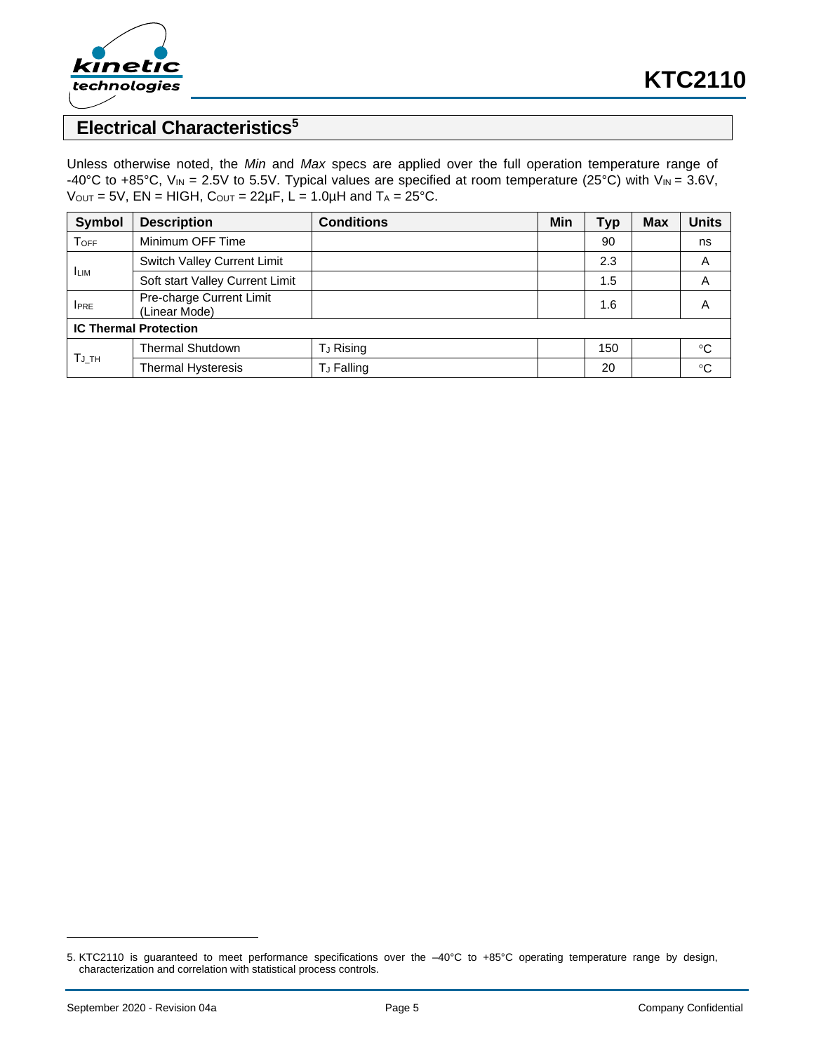## Electrical Characteristics[5]

Unless otherwise noted, the *Min* and *Max* specs are applied over the full operation temperature range of -40°C to +85°C, $V_{IN}$ = 2.5V to 5.5V. Typical values are specified at room temperature (25°C) with $V_{IN}$ = 3.6V, $V_{OUT}$ = 5V, EN = HIGH, $C_{OUT}$ = 22µF, L = 1.0µH and $T_A$ = 25°C.

| Symbol | Description | Conditions | Min | Typ | Max | Units |
|---|---|---|---|---|---|---|
| $T_{OFF}$ | Minimum OFF Time | | | 90 | | ns |
| $I_{LIM}$ | Switch Valley Current Limit | | | 2.3 | | A |
| | Soft start Valley Current Limit | | | 1.5 | | A |
| $I_{PRE}$ | Pre-charge Current Limit (Linear Mode) | | | 1.6 | | A |
| **IC Thermal Protection** | | | | | | |
| $T_{J\_TH}$ | Thermal Shutdown | $T_J$ Rising | | 150 | | °C |
| | Thermal Hysteresis | $T_J$ Falling | | 20 | | °C |

5. KTC2110 is guaranteed to meet performance specifications over the –40°C to +85°C operating temperature range by design, characterization and correlation with statistical process controls.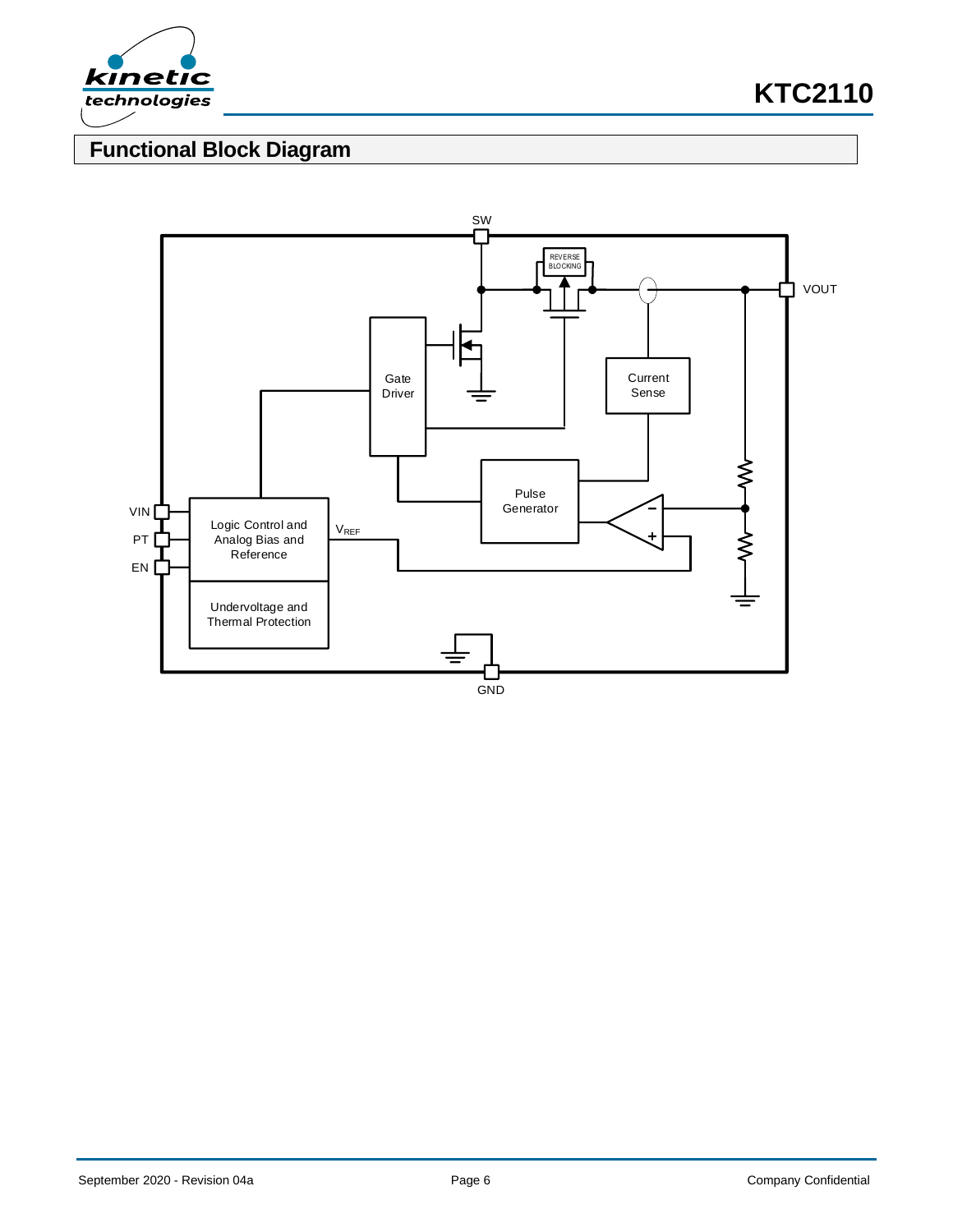## Functional Block Diagram

SW

REVERSE BLOCKING

VOUT

Gate Driver

Current Sense

Pulse Generator

VIN

PT

EN

Logic Control and Analog Bias and Reference

$V_{REF}$

Undervoltage and Thermal Protection

GND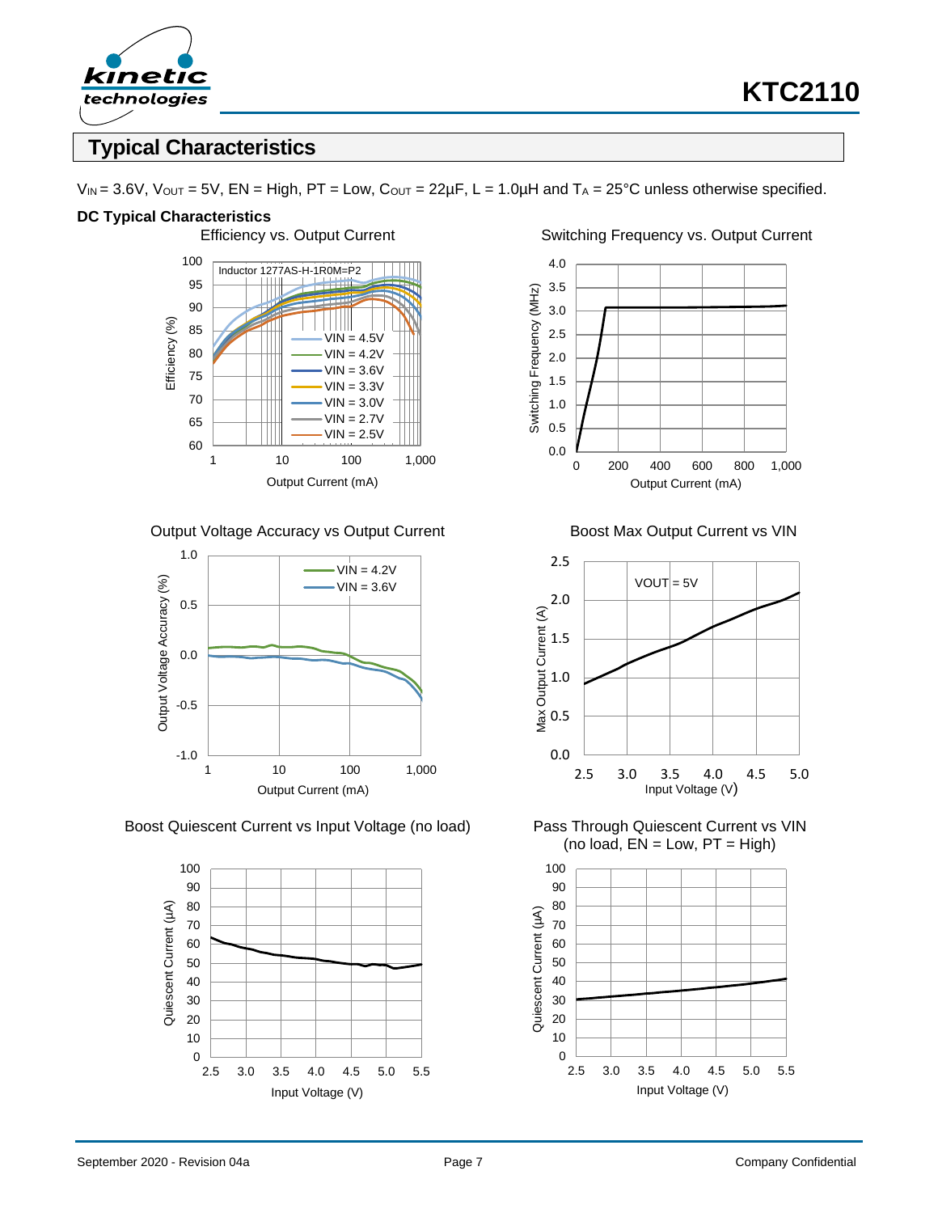## Typical Characteristics

$V_{IN}$ = 3.6V, $V_{OUT}$ = 5V, EN = High, PT = Low, $C_{OUT}$ = 22µF, L = 1.0µH and $T_A$ = 25°C unless otherwise specified.

### DC Typical Characteristics

Efficiency vs. Output Current

Inductor 1277AS-H-1R0M=P2

VIN = 4.5V
VIN = 4.2V
VIN = 3.6V
VIN = 3.3V
VIN = 3.0V
VIN = 2.7V
VIN = 2.5V

Efficiency (%): 60, 65, 70, 75, 80, 85, 90, 95, 100

Output Current (mA): 1, 10, 100, 1,000

Switching Frequency vs. Output Current

Switching Frequency (MHz): 0.0, 0.5, 1.0, 1.5, 2.0, 2.5, 3.0, 3.5, 4.0

Output Current (mA): 0, 200, 400, 600, 800, 1,000

Output Voltage Accuracy vs Output Current

VIN = 4.2V
VIN = 3.6V

Output Voltage Accuracy (%): -1.0, -0.5, 0.0, 0.5, 1.0

Output Current (mA): 1, 10, 100, 1,000

Boost Max Output Current vs VIN

VOUT = 5V

Max Output Current (A): 0.0, 0.5, 1.0, 1.5, 2.0, 2.5

Input Voltage (V): 2.5, 3.0, 3.5, 4.0, 4.5, 5.0

Boost Quiescent Current vs Input Voltage (no load)

Quiescent Current (µA): 0, 10, 20, 30, 40, 50, 60, 70, 80, 90, 100

Input Voltage (V): 2.5, 3.0, 3.5, 4.0, 4.5, 5.0, 5.5

Pass Through Quiescent Current vs VIN (no load, EN = Low, PT = High)

Quiescent Current (µA): 0, 10, 20, 30, 40, 50, 60, 70, 80, 90, 100

Input Voltage (V): 2.5, 3.0, 3.5, 4.0, 4.5, 5.0, 5.5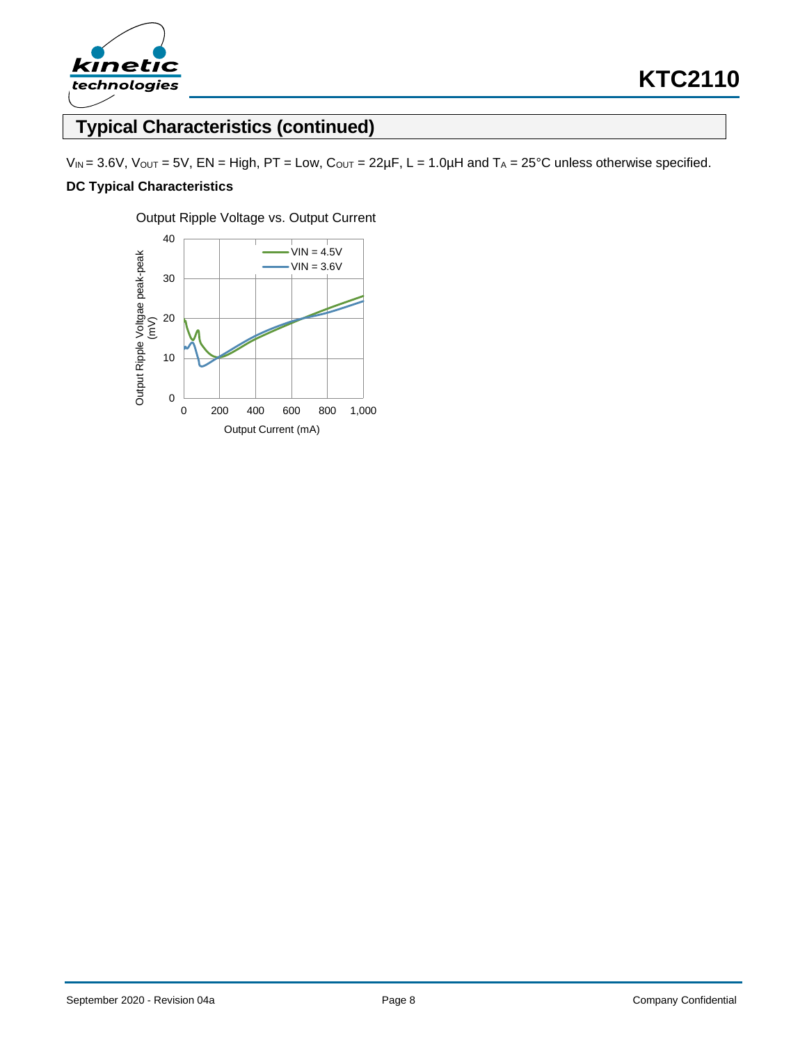## Typical Characteristics (continued)

$V_{IN}$ = 3.6V, $V_{OUT}$ = 5V, EN = High, PT = Low, $C_{OUT}$ = 22µF, L = 1.0µH and $T_A$ = 25°C unless otherwise specified.

**DC Typical Characteristics**

Output Ripple Voltage vs. Output Current

Output Ripple Voltgae peak-peak (mV)

40
30
20
10
0

0 200 400 600 800 1,000

Output Current (mA)

VIN = 4.5V
VIN = 3.6V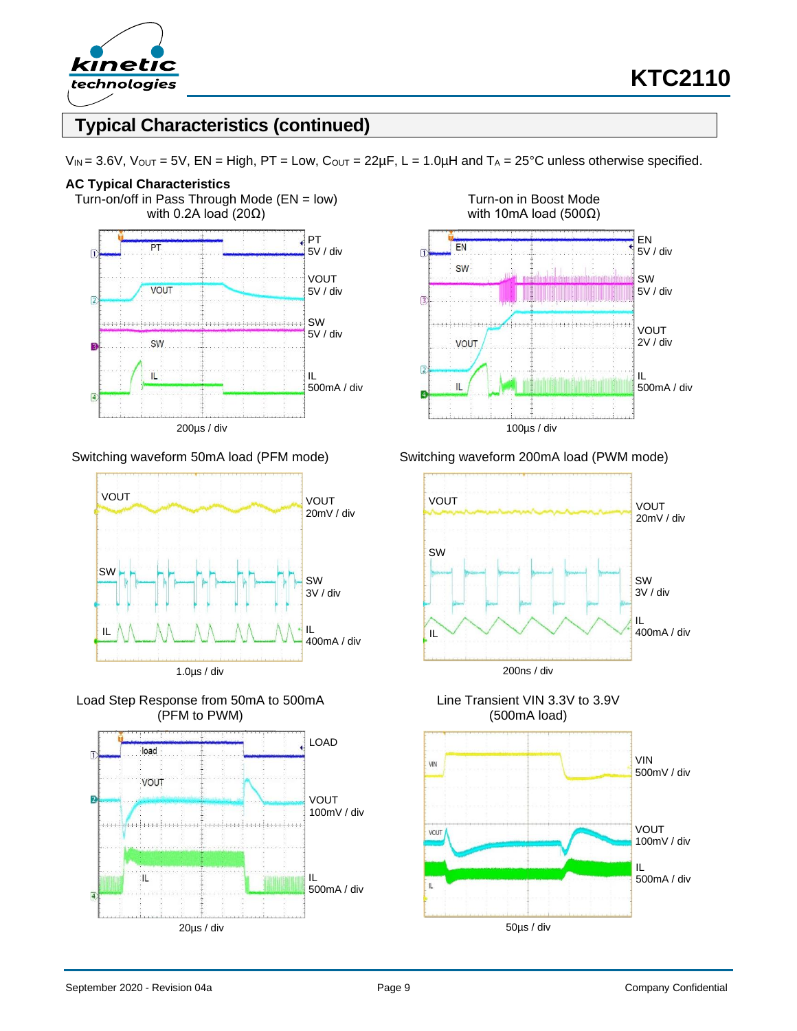## Typical Characteristics (continued)

$V_{IN}$ = 3.6V, $V_{OUT}$ = 5V, EN = High, PT = Low, $C_{OUT}$ = 22µF, L = 1.0µH and $T_A$ = 25°C unless otherwise specified.

**AC Typical Characteristics**

Turn-on/off in Pass Through Mode (EN = low) with 0.2A load (20Ω)

PT
VOUT
SW
IL
PT 5V / div
VOUT 5V / div
SW 5V / div
IL 500mA / div
200µs / div

Turn-on in Boost Mode with 10mA load (500Ω)

EN
SW
VOUT
IL
EN 5V / div
SW 5V / div
VOUT 2V / div
IL 500mA / div
100µs / div

Switching waveform 50mA load (PFM mode)

VOUT
SW
IL
VOUT 20mV / div
SW 3V / div
IL 400mA / div
1.0µs / div

Switching waveform 200mA load (PWM mode)

VOUT
SW
IL
VOUT 20mV / div
SW 3V / div
IL 400mA / div
200ns / div

Load Step Response from 50mA to 500mA (PFM to PWM)

load
VOUT
IL
LOAD
VOUT 100mV / div
IL 500mA / div
20µs / div

Line Transient VIN 3.3V to 3.9V (500mA load)

VIN
VOUT
IL
VIN 500mV / div
VOUT 100mV / div
IL 500mA / div
50µs / div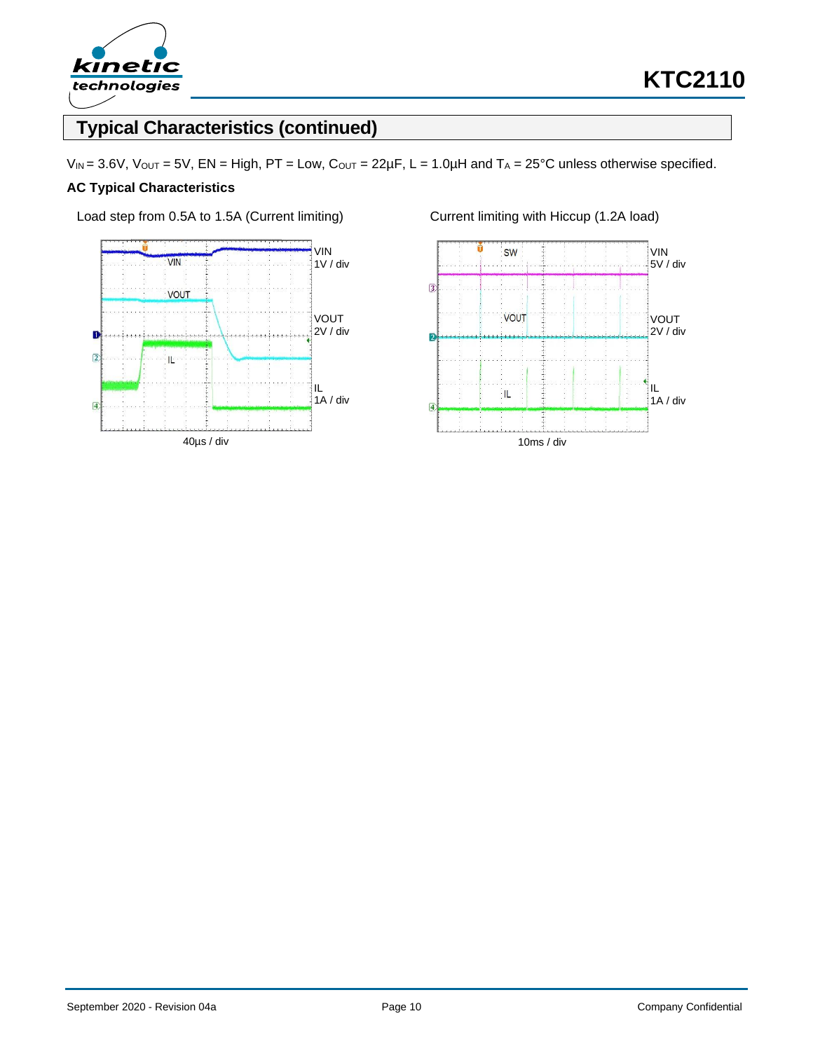## Typical Characteristics (continued)

$V_{IN}$ = 3.6V, $V_{OUT}$ = 5V, EN = High, PT = Low, $C_{OUT}$ = 22µF, L = 1.0µH and $T_A$ = 25°C unless otherwise specified.

**AC Typical Characteristics**

Load step from 0.5A to 1.5A (Current limiting)

VIN
VOUT
IL
VIN 1V / div
VOUT 2V / div
IL 1A / div
40µs / div

Current limiting with Hiccup (1.2A load)

SW
VOUT
IL
VIN 5V / div
VOUT 2V / div
IL 1A / div
10ms / div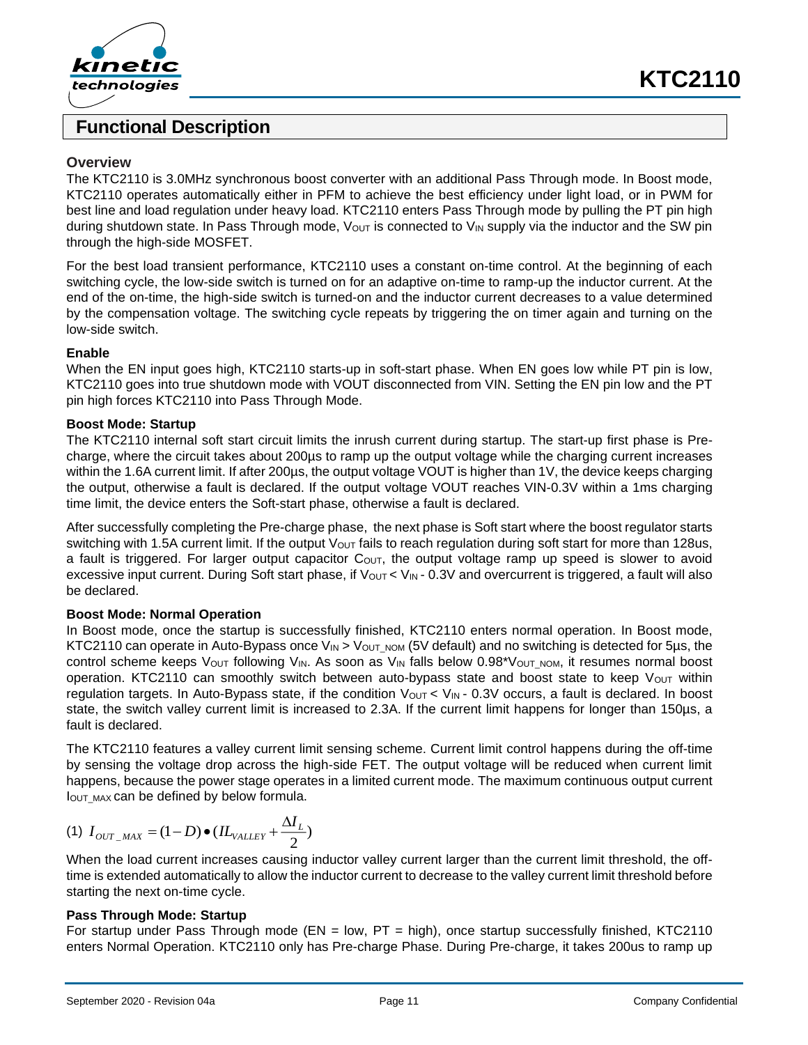## Functional Description

### Overview

The KTC2110 is 3.0MHz synchronous boost converter with an additional Pass Through mode. In Boost mode, KTC2110 operates automatically either in PFM to achieve the best efficiency under light load, or in PWM for best line and load regulation under heavy load. KTC2110 enters Pass Through mode by pulling the PT pin high during shutdown state. In Pass Through mode, $V_{OUT}$ is connected to $V_{IN}$ supply via the inductor and the SW pin through the high-side MOSFET.

For the best load transient performance, KTC2110 uses a constant on-time control. At the beginning of each switching cycle, the low-side switch is turned on for an adaptive on-time to ramp-up the inductor current. At the end of the on-time, the high-side switch is turned-on and the inductor current decreases to a value determined by the compensation voltage. The switching cycle repeats by triggering the on timer again and turning on the low-side switch.

**Enable**

When the EN input goes high, KTC2110 starts-up in soft-start phase. When EN goes low while PT pin is low, KTC2110 goes into true shutdown mode with VOUT disconnected from VIN. Setting the EN pin low and the PT pin high forces KTC2110 into Pass Through Mode.

**Boost Mode: Startup**

The KTC2110 internal soft start circuit limits the inrush current during startup. The start-up first phase is Pre-charge, where the circuit takes about 200µs to ramp up the output voltage while the charging current increases within the 1.6A current limit. If after 200µs, the output voltage VOUT is higher than 1V, the device keeps charging the output, otherwise a fault is declared. If the output voltage VOUT reaches VIN-0.3V within a 1ms charging time limit, the device enters the Soft-start phase, otherwise a fault is declared.

After successfully completing the Pre-charge phase, the next phase is Soft start where the boost regulator starts switching with 1.5A current limit. If the output $V_{OUT}$ fails to reach regulation during soft start for more than 128us, a fault is triggered. For larger output capacitor $C_{OUT}$, the output voltage ramp up speed is slower to avoid excessive input current. During Soft start phase, if $V_{OUT} < V_{IN} - 0.3V$ and overcurrent is triggered, a fault will also be declared.

**Boost Mode: Normal Operation**

In Boost mode, once the startup is successfully finished, KTC2110 enters normal operation. In Boost mode, KTC2110 can operate in Auto-Bypass once $V_{IN} > V_{OUT\_NOM}$ (5V default) and no switching is detected for 5µs, the control scheme keeps $V_{OUT}$ following $V_{IN}$. As soon as $V_{IN}$ falls below $0.98 * V_{OUT\_NOM}$, it resumes normal boost operation. KTC2110 can smoothly switch between auto-bypass state and boost state to keep $V_{OUT}$ within regulation targets. In Auto-Bypass state, if the condition $V_{OUT} < V_{IN} - 0.3V$ occurs, a fault is declared. In boost state, the switch valley current limit is increased to 2.3A. If the current limit happens for longer than 150µs, a fault is declared.

The KTC2110 features a valley current limit sensing scheme. Current limit control happens during the off-time by sensing the voltage drop across the high-side FET. The output voltage will be reduced when current limit happens, because the power stage operates in a limited current mode. The maximum continuous output current $I_{OUT\_MAX}$ can be defined by below formula.

(1) $$I_{OUT\_MAX} = (1 - D) \bullet (IL_{VALLEY} + \frac{\Delta I_L}{2})$$

When the load current increases causing inductor valley current larger than the current limit threshold, the off-time is extended automatically to allow the inductor current to decrease to the valley current limit threshold before starting the next on-time cycle.

**Pass Through Mode: Startup**

For startup under Pass Through mode (EN = low, PT = high), once startup successfully finished, KTC2110 enters Normal Operation. KTC2110 only has Pre-charge Phase. During Pre-charge, it takes 200us to ramp up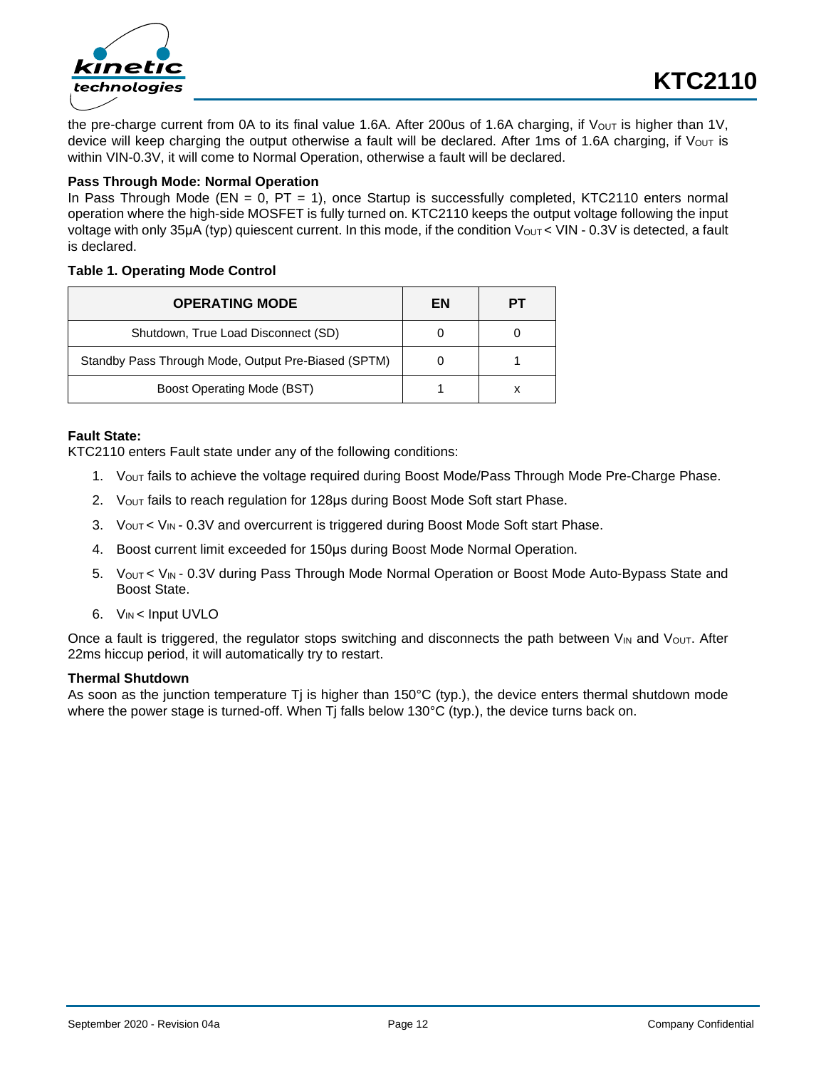the pre-charge current from 0A to its final value 1.6A. After 200us of 1.6A charging, if $V_{OUT}$ is higher than 1V, device will keep charging the output otherwise a fault will be declared. After 1ms of 1.6A charging, if $V_{OUT}$ is within VIN-0.3V, it will come to Normal Operation, otherwise a fault will be declared.

**Pass Through Mode: Normal Operation**

In Pass Through Mode (EN = 0, PT = 1), once Startup is successfully completed, KTC2110 enters normal operation where the high-side MOSFET is fully turned on. KTC2110 keeps the output voltage following the input voltage with only 35μA (typ) quiescent current. In this mode, if the condition $V_{OUT}$ < VIN - 0.3V is detected, a fault is declared.

**Table 1. Operating Mode Control**

| OPERATING MODE | EN | PT |
|---|---|---|
| Shutdown, True Load Disconnect (SD) | 0 | 0 |
| Standby Pass Through Mode, Output Pre-Biased (SPTM) | 0 | 1 |
| Boost Operating Mode (BST) | 1 | x |

**Fault State:**

KTC2110 enters Fault state under any of the following conditions:

1. $V_{OUT}$ fails to achieve the voltage required during Boost Mode/Pass Through Mode Pre-Charge Phase.
2. $V_{OUT}$ fails to reach regulation for 128μs during Boost Mode Soft start Phase.
3. $V_{OUT}$ < $V_{IN}$ - 0.3V and overcurrent is triggered during Boost Mode Soft start Phase.
4. Boost current limit exceeded for 150μs during Boost Mode Normal Operation.
5. $V_{OUT}$ < $V_{IN}$ - 0.3V during Pass Through Mode Normal Operation or Boost Mode Auto-Bypass State and Boost State.
6. $V_{IN}$ < Input UVLO

Once a fault is triggered, the regulator stops switching and disconnects the path between $V_{IN}$ and $V_{OUT}$. After 22ms hiccup period, it will automatically try to restart.

**Thermal Shutdown**

As soon as the junction temperature Tj is higher than 150°C (typ.), the device enters thermal shutdown mode where the power stage is turned-off. When Tj falls below 130°C (typ.), the device turns back on.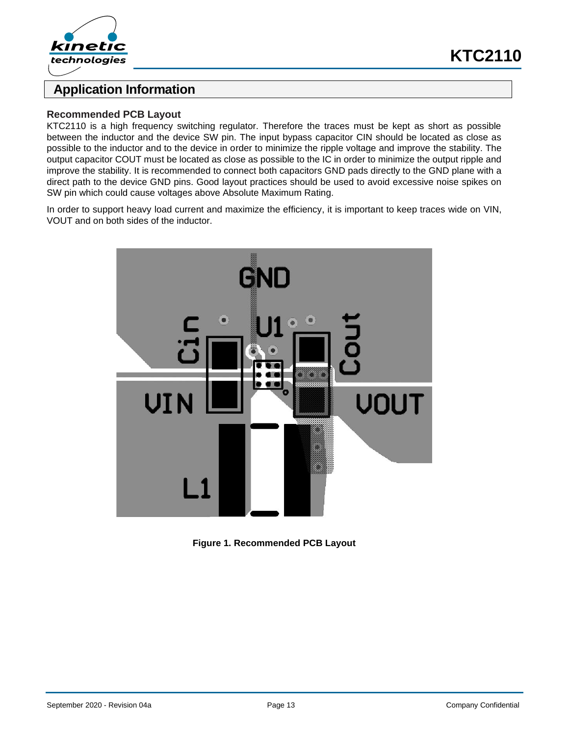## Application Information

### Recommended PCB Layout

KTC2110 is a high frequency switching regulator. Therefore the traces must be kept as short as possible between the inductor and the device SW pin. The input bypass capacitor CIN should be located as close as possible to the inductor and to the device in order to minimize the ripple voltage and improve the stability. The output capacitor COUT must be located as close as possible to the IC in order to minimize the output ripple and improve the stability. It is recommended to connect both capacitors GND pads directly to the GND plane with a direct path to the device GND pins. Good layout practices should be used to avoid excessive noise spikes on SW pin which could cause voltages above Absolute Maximum Rating.

In order to support heavy load current and maximize the efficiency, it is important to keep traces wide on VIN, VOUT and on both sides of the inductor.

**Figure 1. Recommended PCB Layout**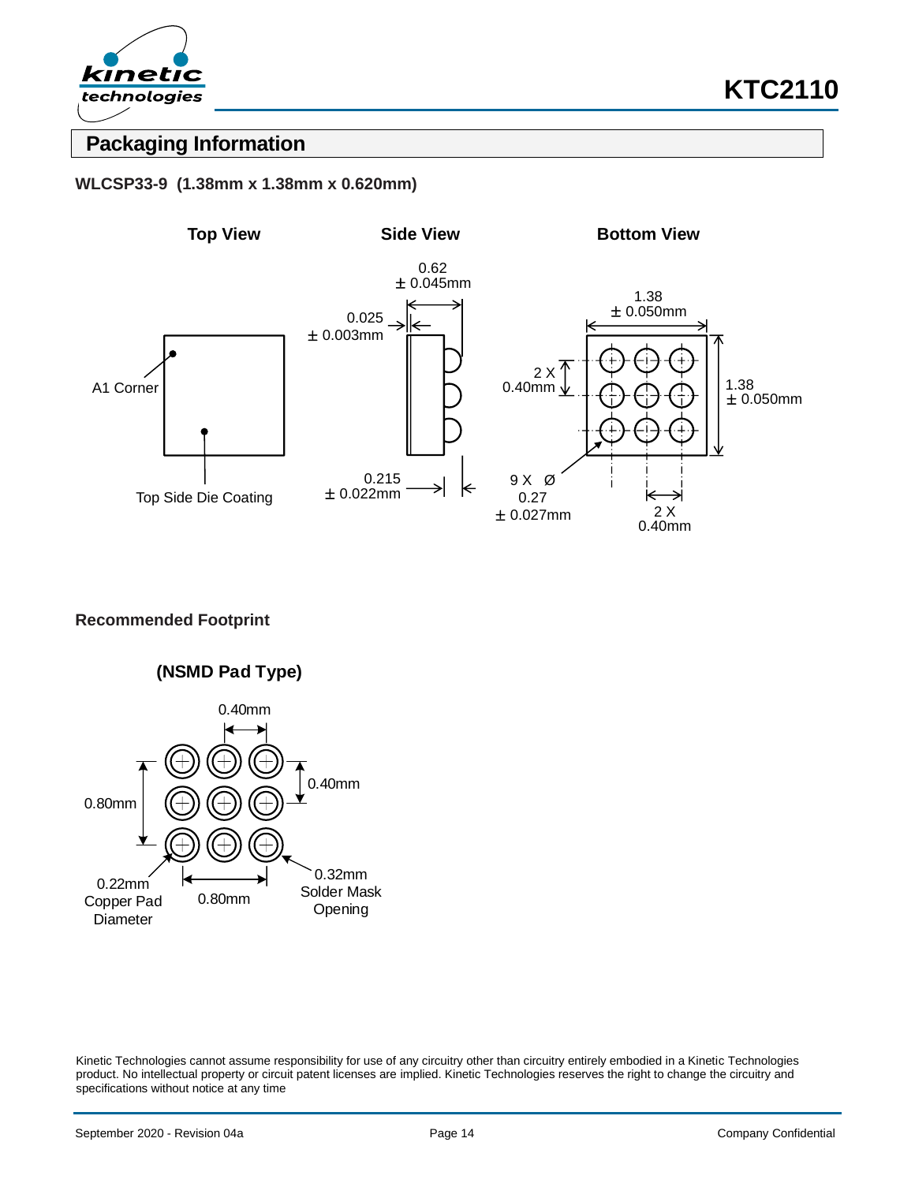## Packaging Information

**WLCSP33-9 (1.38mm x 1.38mm x 0.620mm)**

**Top View**

A1 Corner

Top Side Die Coating

**Side View**

0.62
± 0.045mm

0.025
± 0.003mm

0.215
± 0.022mm

**Bottom View**

1.38
± 0.050mm

2 X
0.40mm

1.38
± 0.050mm

9 X Ø
0.27
± 0.027mm

2 X
0.40mm

**Recommended Footprint**

**(NSMD Pad Type)**

0.40mm

0.80mm

0.40mm

0.22mm
Copper Pad
Diameter

0.80mm

0.32mm
Solder Mask
Opening

Kinetic Technologies cannot assume responsibility for use of any circuitry other than circuitry entirely embodied in a Kinetic Technologies product. No intellectual property or circuit patent licenses are implied. Kinetic Technologies reserves the right to change the circuitry and specifications without notice at any time